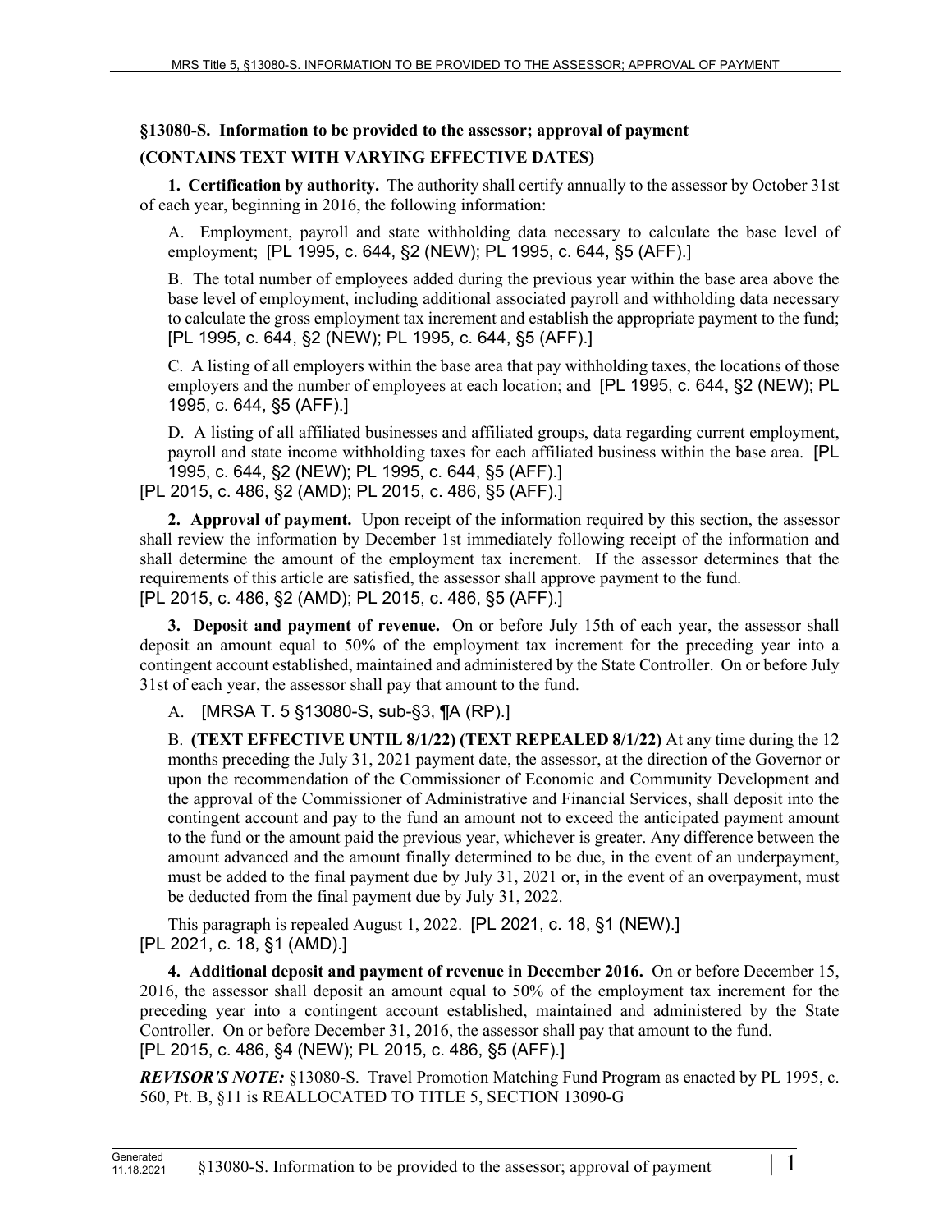## §13080-S. Information to be provided to the assessor; approval of payment

### (CONTAINS TEXT WITH VARYING EFFECTIVE DATES)

**1. Certification by authority.** The authority shall certify annually to the assessor by October 31st of each year, beginning in 2016, the following information:

A. Employment, payroll and state withholding data necessary to calculate the base level of employment; [PL 1995, c. 644, §2 (NEW); PL 1995, c. 644, §5 (AFF).]

B. The total number of employees added during the previous year within the base area above the base level of employment, including additional associated payroll and withholding data necessary to calculate the gross employment tax increment and establish the appropriate payment to the fund; [PL 1995, c. 644, §2 (NEW); PL 1995, c. 644, §5 (AFF).]

C. A listing of all employers within the base area that pay withholding taxes, the locations of those employers and the number of employees at each location; and [PL 1995, c. 644, §2 (NEW); PL 1995, c. 644, §5 (AFF).]

D. A listing of all affiliated businesses and affiliated groups, data regarding current employment, payroll and state income withholding taxes for each affiliated business within the base area. [PL 1995, c. 644, §2 (NEW); PL 1995, c. 644, §5 (AFF).]

[PL 2015, c. 486, §2 (AMD); PL 2015, c. 486, §5 (AFF).]

**2. Approval of payment.** Upon receipt of the information required by this section, the assessor shall review the information by December 1st immediately following receipt of the information and shall determine the amount of the employment tax increment. If the assessor determines that the requirements of this article are satisfied, the assessor shall approve payment to the fund.

[PL 2015, c. 486, §2 (AMD); PL 2015, c. 486, §5 (AFF).]

**3. Deposit and payment of revenue.** On or before July 15th of each year, the assessor shall deposit an amount equal to 50% of the employment tax increment for the preceding year into a contingent account established, maintained and administered by the State Controller. On or before July 31st of each year, the assessor shall pay that amount to the fund.

A. [MRSA T. 5 §13080-S, sub-§3, ¶A (RP).]

B. **(TEXT EFFECTIVE UNTIL 8/1/22) (TEXT REPEALED 8/1/22)** At any time during the 12 months preceding the July 31, 2021 payment date, the assessor, at the direction of the Governor or upon the recommendation of the Commissioner of Economic and Community Development and the approval of the Commissioner of Administrative and Financial Services, shall deposit into the contingent account and pay to the fund an amount not to exceed the anticipated payment amount to the fund or the amount paid the previous year, whichever is greater. Any difference between the amount advanced and the amount finally determined to be due, in the event of an underpayment, must be added to the final payment due by July 31, 2021 or, in the event of an overpayment, must be deducted from the final payment due by July 31, 2022.

This paragraph is repealed August 1, 2022. [PL 2021, c. 18, §1 (NEW).]

[PL 2021, c. 18, §1 (AMD).]

**4. Additional deposit and payment of revenue in December 2016.** On or before December 15, 2016, the assessor shall deposit an amount equal to 50% of the employment tax increment for the preceding year into a contingent account established, maintained and administered by the State Controller. On or before December 31, 2016, the assessor shall pay that amount to the fund.

[PL 2015, c. 486, §4 (NEW); PL 2015, c. 486, §5 (AFF).]

***REVISOR'S NOTE:*** §13080-S. Travel Promotion Matching Fund Program as enacted by PL 1995, c. 560, Pt. B, §11 is REALLOCATED TO TITLE 5, SECTION 13090-G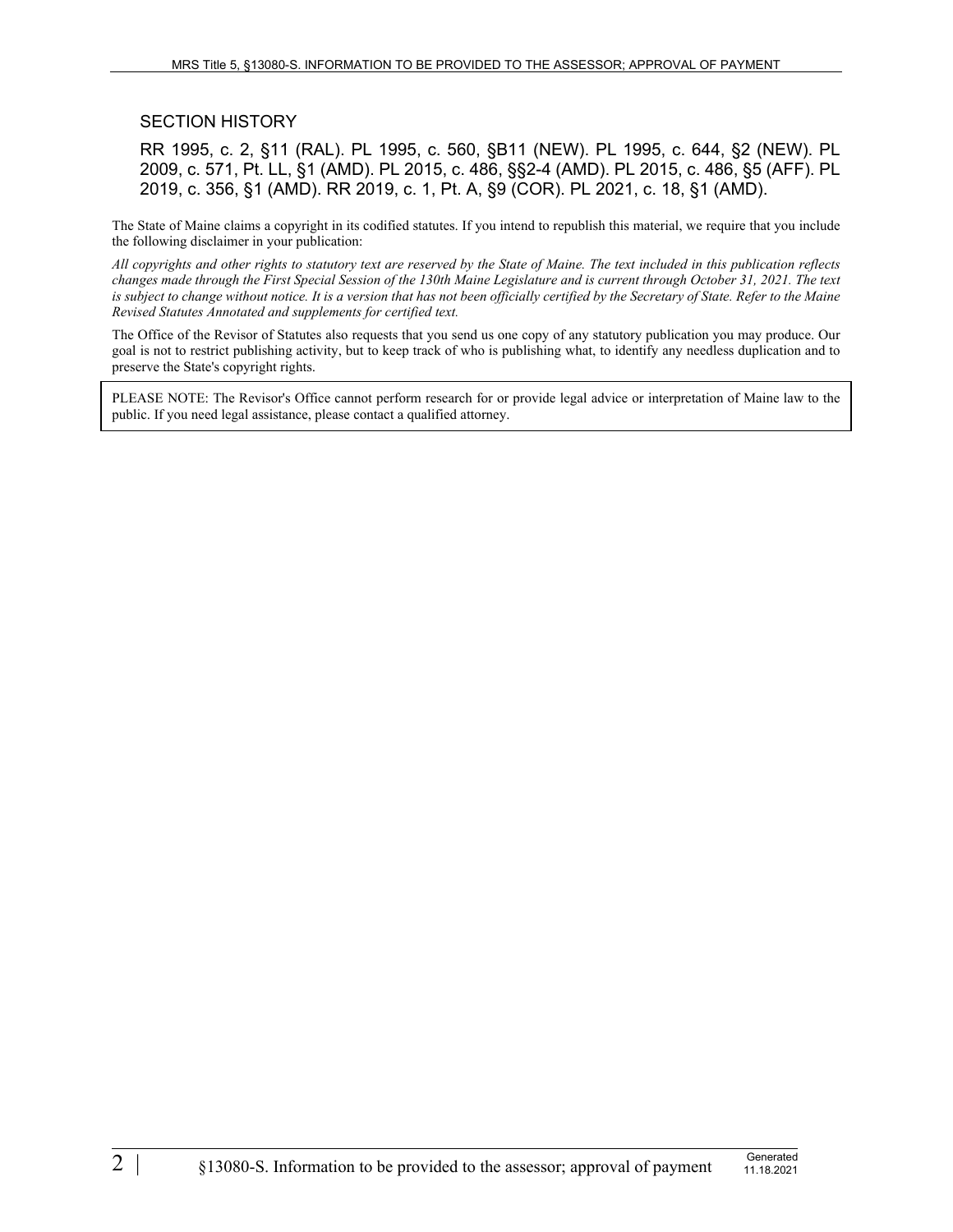## SECTION HISTORY

RR 1995, c. 2, §11 (RAL). PL 1995, c. 560, §B11 (NEW). PL 1995, c. 644, §2 (NEW). PL 2009, c. 571, Pt. LL, §1 (AMD). PL 2015, c. 486, §§2-4 (AMD). PL 2015, c. 486, §5 (AFF). PL 2019, c. 356, §1 (AMD). RR 2019, c. 1, Pt. A, §9 (COR). PL 2021, c. 18, §1 (AMD).

The State of Maine claims a copyright in its codified statutes. If you intend to republish this material, we require that you include the following disclaimer in your publication:

*All copyrights and other rights to statutory text are reserved by the State of Maine. The text included in this publication reflects changes made through the First Special Session of the 130th Maine Legislature and is current through October 31, 2021. The text is subject to change without notice. It is a version that has not been officially certified by the Secretary of State. Refer to the Maine Revised Statutes Annotated and supplements for certified text.*

The Office of the Revisor of Statutes also requests that you send us one copy of any statutory publication you may produce. Our goal is not to restrict publishing activity, but to keep track of who is publishing what, to identify any needless duplication and to preserve the State's copyright rights.

PLEASE NOTE: The Revisor's Office cannot perform research for or provide legal advice or interpretation of Maine law to the public. If you need legal assistance, please contact a qualified attorney.